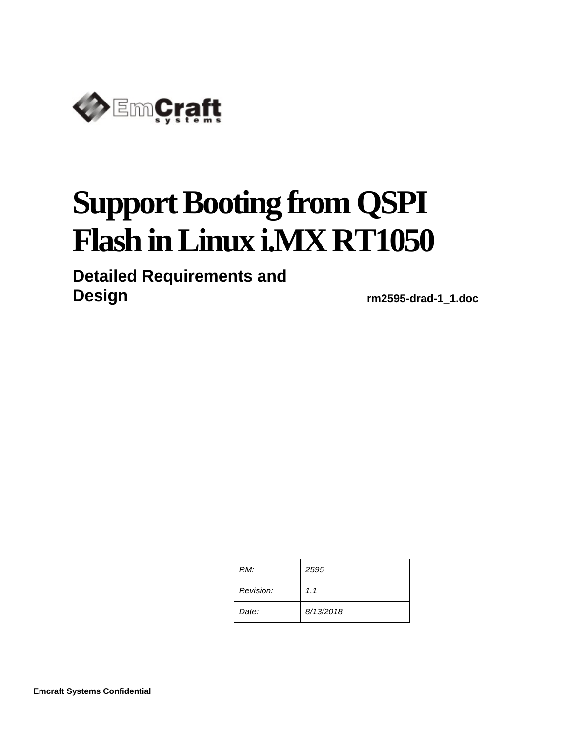EmCraft systems

# Support Booting from QSPI Flash in Linux i.MX RT1050

## Detailed Requirements and Design

**rm2595-drad-1_1.doc**

| | |
|---|---|
| *RM:* | *2595* |
| *Revision:* | *1.1* |
| *Date:* | *8/13/2018* |

**Emcraft Systems Confidential**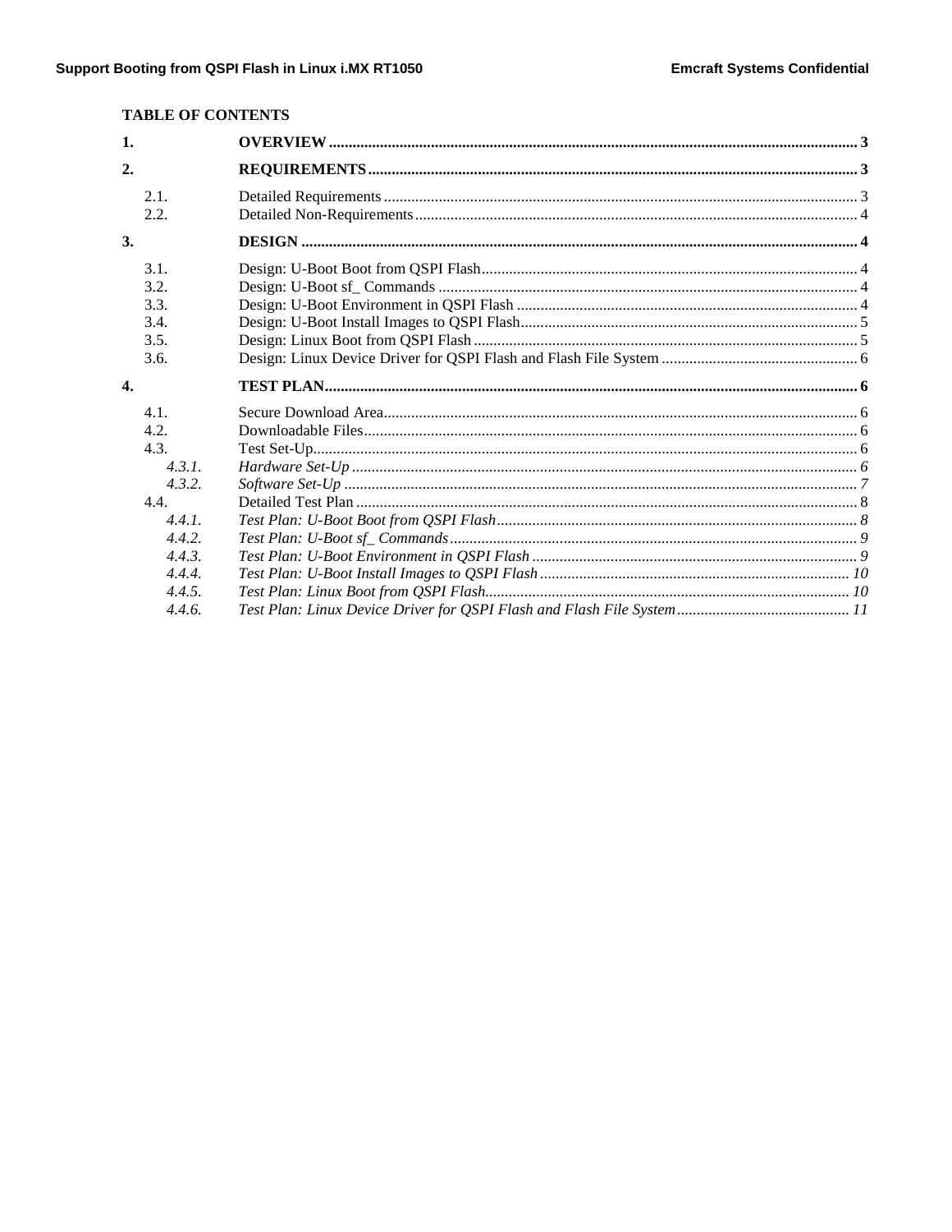**TABLE OF CONTENTS**

**1. OVERVIEW** ..... 3

**2. REQUIREMENTS** ..... 3

- 2.1. Detailed Requirements ..... 3
- 2.2. Detailed Non-Requirements ..... 4

**3. DESIGN** ..... 4

- 3.1. Design: U-Boot Boot from QSPI Flash ..... 4
- 3.2. Design: U-Boot sf_ Commands ..... 4
- 3.3. Design: U-Boot Environment in QSPI Flash ..... 4
- 3.4. Design: U-Boot Install Images to QSPI Flash ..... 5
- 3.5. Design: Linux Boot from QSPI Flash ..... 5
- 3.6. Design: Linux Device Driver for QSPI Flash and Flash File System ..... 6

**4. TEST PLAN** ..... 6

- 4.1. Secure Download Area ..... 6
- 4.2. Downloadable Files ..... 6
- 4.3. Test Set-Up ..... 6
  - *4.3.1. Hardware Set-Up* ..... 6
  - *4.3.2. Software Set-Up* ..... 7
- 4.4. Detailed Test Plan ..... 8
  - *4.4.1. Test Plan: U-Boot Boot from QSPI Flash* ..... 8
  - *4.4.2. Test Plan: U-Boot sf_ Commands* ..... 9
  - *4.4.3. Test Plan: U-Boot Environment in QSPI Flash* ..... 9
  - *4.4.4. Test Plan: U-Boot Install Images to QSPI Flash* ..... 10
  - *4.4.5. Test Plan: Linux Boot from QSPI Flash* ..... 10
  - *4.4.6. Test Plan: Linux Device Driver for QSPI Flash and Flash File System* ..... 11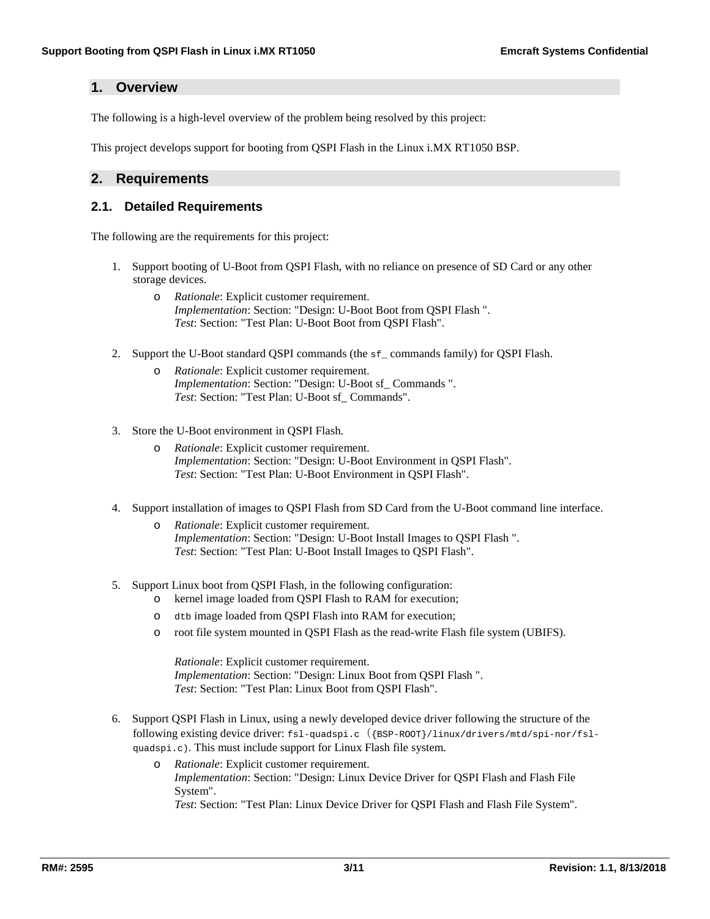## 1. Overview

The following is a high-level overview of the problem being resolved by this project:

This project develops support for booting from QSPI Flash in the Linux i.MX RT1050 BSP.

## 2. Requirements

### 2.1. Detailed Requirements

The following are the requirements for this project:

1. Support booting of U-Boot from QSPI Flash, with no reliance on presence of SD Card or any other storage devices.
   - *Rationale*: Explicit customer requirement.
     *Implementation*: Section: "Design: U-Boot Boot from QSPI Flash ".
     *Test*: Section: "Test Plan: U-Boot Boot from QSPI Flash".

2. Support the U-Boot standard QSPI commands (the `sf_` commands family) for QSPI Flash.
   - *Rationale*: Explicit customer requirement.
     *Implementation*: Section: "Design: U-Boot sf_ Commands ".
     *Test*: Section: "Test Plan: U-Boot sf_ Commands".

3. Store the U-Boot environment in QSPI Flash.
   - *Rationale*: Explicit customer requirement.
     *Implementation*: Section: "Design: U-Boot Environment in QSPI Flash".
     *Test*: Section: "Test Plan: U-Boot Environment in QSPI Flash".

4. Support installation of images to QSPI Flash from SD Card from the U-Boot command line interface.
   - *Rationale*: Explicit customer requirement.
     *Implementation*: Section: "Design: U-Boot Install Images to QSPI Flash ".
     *Test*: Section: "Test Plan: U-Boot Install Images to QSPI Flash".

5. Support Linux boot from QSPI Flash, in the following configuration:
   - kernel image loaded from QSPI Flash to RAM for execution;
   - `dtb` image loaded from QSPI Flash into RAM for execution;
   - root file system mounted in QSPI Flash as the read-write Flash file system (UBIFS).

     *Rationale*: Explicit customer requirement.
     *Implementation*: Section: "Design: Linux Boot from QSPI Flash ".
     *Test*: Section: "Test Plan: Linux Boot from QSPI Flash".

6. Support QSPI Flash in Linux, using a newly developed device driver following the structure of the following existing device driver: `fsl-quadspi.c`（`{BSP-ROOT}/linux/drivers/mtd/spi-nor/fsl-quadspi.c`). This must include support for Linux Flash file system.
   - *Rationale*: Explicit customer requirement.
     *Implementation*: Section: "Design: Linux Device Driver for QSPI Flash and Flash File System".
     *Test*: Section: "Test Plan: Linux Device Driver for QSPI Flash and Flash File System".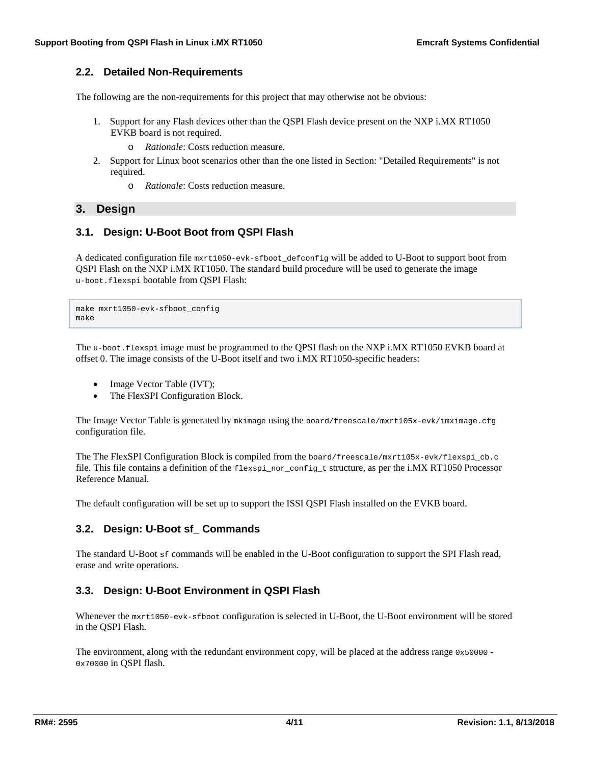## 2.2. Detailed Non-Requirements

The following are the non-requirements for this project that may otherwise not be obvious:

1. Support for any Flash devices other than the QSPI Flash device present on the NXP i.MX RT1050 EVKB board is not required.
   - *Rationale*: Costs reduction measure.
2. Support for Linux boot scenarios other than the one listed in Section: "Detailed Requirements" is not required.
   - *Rationale*: Costs reduction measure.

# 3. Design

## 3.1. Design: U-Boot Boot from QSPI Flash

A dedicated configuration file `mxrt1050-evk-sfboot_defconfig` will be added to U-Boot to support boot from QSPI Flash on the NXP i.MX RT1050. The standard build procedure will be used to generate the image `u-boot.flexspi` bootable from QSPI Flash:

```
make mxrt1050-evk-sfboot_config
make
```

The `u-boot.flexspi` image must be programmed to the QPSI flash on the NXP i.MX RT1050 EVKB board at offset 0. The image consists of the U-Boot itself and two i.MX RT1050-specific headers:

- Image Vector Table (IVT);
- The FlexSPI Configuration Block.

The Image Vector Table is generated by `mkimage` using the `board/freescale/mxrt105x-evk/imximage.cfg` configuration file.

The The FlexSPI Configuration Block is compiled from the `board/freescale/mxrt105x-evk/flexspi_cb.c` file. This file contains a definition of the `flexspi_nor_config_t` structure, as per the i.MX RT1050 Processor Reference Manual.

The default configuration will be set up to support the ISSI QSPI Flash installed on the EVKB board.

## 3.2. Design: U-Boot sf_ Commands

The standard U-Boot `sf` commands will be enabled in the U-Boot configuration to support the SPI Flash read, erase and write operations.

## 3.3. Design: U-Boot Environment in QSPI Flash

Whenever the `mxrt1050-evk-sfboot` configuration is selected in U-Boot, the U-Boot environment will be stored in the QSPI Flash.

The environment, along with the redundant environment copy, will be placed at the address range `0x50000` - `0x70000` in QSPI flash.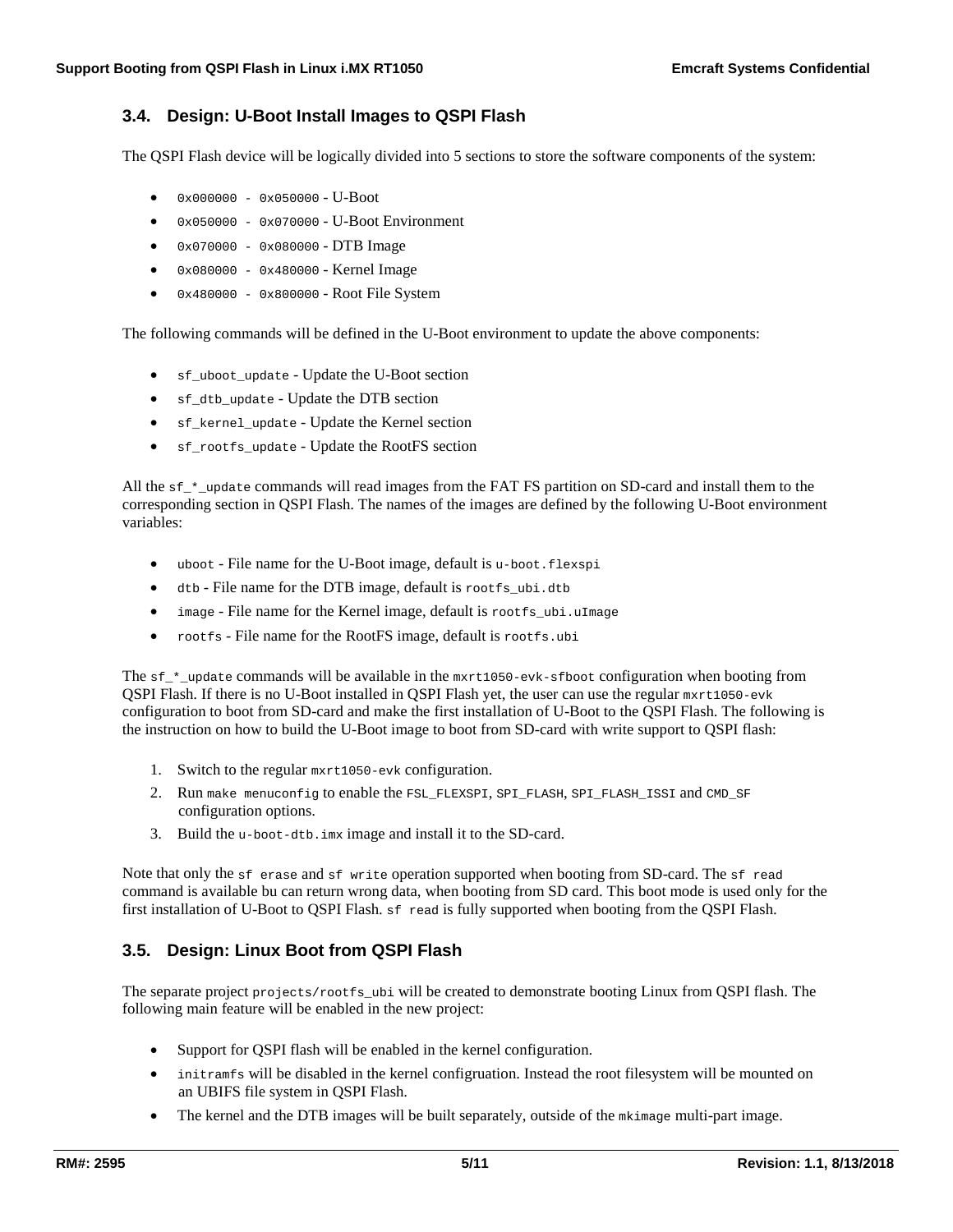### 3.4. Design: U-Boot Install Images to QSPI Flash

The QSPI Flash device will be logically divided into 5 sections to store the software components of the system:

- `0x000000 - 0x050000` - U-Boot
- `0x050000 - 0x070000` - U-Boot Environment
- `0x070000 - 0x080000` - DTB Image
- `0x080000 - 0x480000` - Kernel Image
- `0x480000 - 0x800000` - Root File System

The following commands will be defined in the U-Boot environment to update the above components:

- `sf_uboot_update` - Update the U-Boot section
- `sf_dtb_update` - Update the DTB section
- `sf_kernel_update` - Update the Kernel section
- `sf_rootfs_update` - Update the RootFS section

All the `sf_*_update` commands will read images from the FAT FS partition on SD-card and install them to the corresponding section in QSPI Flash. The names of the images are defined by the following U-Boot environment variables:

- `uboot` - File name for the U-Boot image, default is `u-boot.flexspi`
- `dtb` - File name for the DTB image, default is `rootfs_ubi.dtb`
- `image` - File name for the Kernel image, default is `rootfs_ubi.uImage`
- `rootfs` - File name for the RootFS image, default is `rootfs.ubi`

The `sf_*_update` commands will be available in the `mxrt1050-evk-sfboot` configuration when booting from QSPI Flash. If there is no U-Boot installed in QSPI Flash yet, the user can use the regular `mxrt1050-evk` configuration to boot from SD-card and make the first installation of U-Boot to the QSPI Flash. The following is the instruction on how to build the U-Boot image to boot from SD-card with write support to QSPI flash:

1. Switch to the regular `mxrt1050-evk` configuration.
2. Run `make menuconfig` to enable the `FSL_FLEXSPI`, `SPI_FLASH`, `SPI_FLASH_ISSI` and `CMD_SF` configuration options.
3. Build the `u-boot-dtb.imx` image and install it to the SD-card.

Note that only the `sf erase` and `sf write` operation supported when booting from SD-card. The `sf read` command is available bu can return wrong data, when booting from SD card. This boot mode is used only for the first installation of U-Boot to QSPI Flash. `sf read` is fully supported when booting from the QSPI Flash.

### 3.5. Design: Linux Boot from QSPI Flash

The separate project `projects/rootfs_ubi` will be created to demonstrate booting Linux from QSPI flash. The following main feature will be enabled in the new project:

- Support for QSPI flash will be enabled in the kernel configuration.
- `initramfs` will be disabled in the kernel configruation. Instead the root filesystem will be mounted on an UBIFS file system in QSPI Flash.
- The kernel and the DTB images will be built separately, outside of the `mkimage` multi-part image.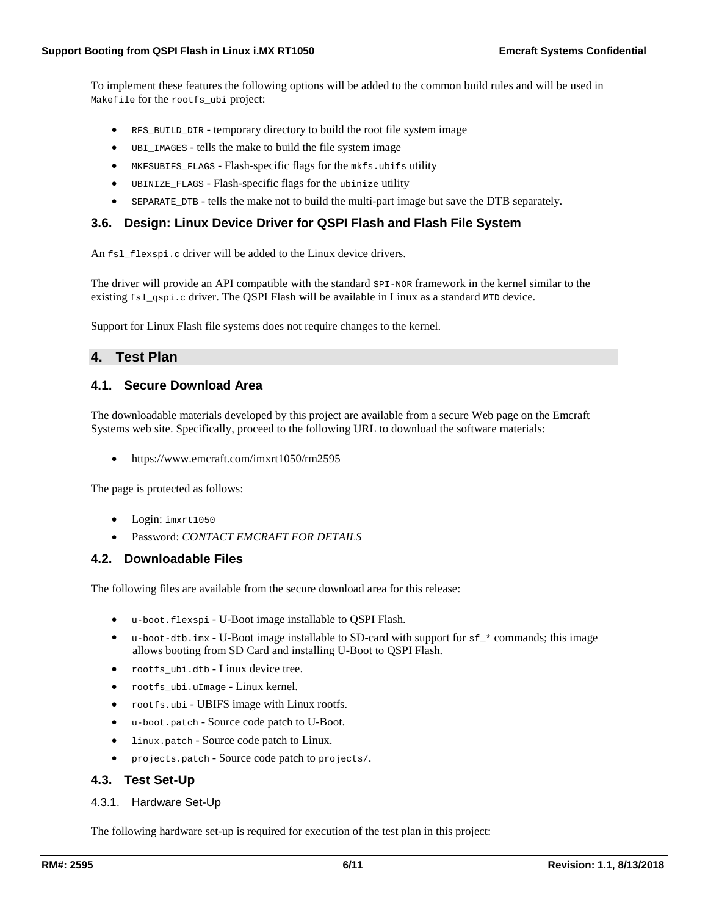To implement these features the following options will be added to the common build rules and will be used in `Makefile` for the `rootfs_ubi` project:

- `RFS_BUILD_DIR` - temporary directory to build the root file system image
- `UBI_IMAGES` - tells the make to build the file system image
- `MKFSUBIFS_FLAGS` - Flash-specific flags for the `mkfs.ubifs` utility
- `UBINIZE_FLAGS` - Flash-specific flags for the `ubinize` utility
- `SEPARATE_DTB` - tells the make not to build the multi-part image but save the DTB separately.

### 3.6. Design: Linux Device Driver for QSPI Flash and Flash File System

An `fsl_flexspi.c` driver will be added to the Linux device drivers.

The driver will provide an API compatible with the standard `SPI-NOR` framework in the kernel similar to the existing `fsl_qspi.c` driver. The QSPI Flash will be available in Linux as a standard `MTD` device.

Support for Linux Flash file systems does not require changes to the kernel.

## 4. Test Plan

### 4.1. Secure Download Area

The downloadable materials developed by this project are available from a secure Web page on the Emcraft Systems web site. Specifically, proceed to the following URL to download the software materials:

- https://www.emcraft.com/imxrt1050/rm2595

The page is protected as follows:

- Login: `imxrt1050`
- Password: *CONTACT EMCRAFT FOR DETAILS*

### 4.2. Downloadable Files

The following files are available from the secure download area for this release:

- `u-boot.flexspi` - U-Boot image installable to QSPI Flash.
- `u-boot-dtb.imx` - U-Boot image installable to SD-card with support for `sf_*` commands; this image allows booting from SD Card and installing U-Boot to QSPI Flash.
- `rootfs_ubi.dtb` - Linux device tree.
- `rootfs_ubi.uImage` - Linux kernel.
- `rootfs.ubi` - UBIFS image with Linux rootfs.
- `u-boot.patch` - Source code patch to U-Boot.
- `linux.patch` - Source code patch to Linux.
- `projects.patch` - Source code patch to `projects/`.

### 4.3. Test Set-Up

#### 4.3.1. Hardware Set-Up

The following hardware set-up is required for execution of the test plan in this project: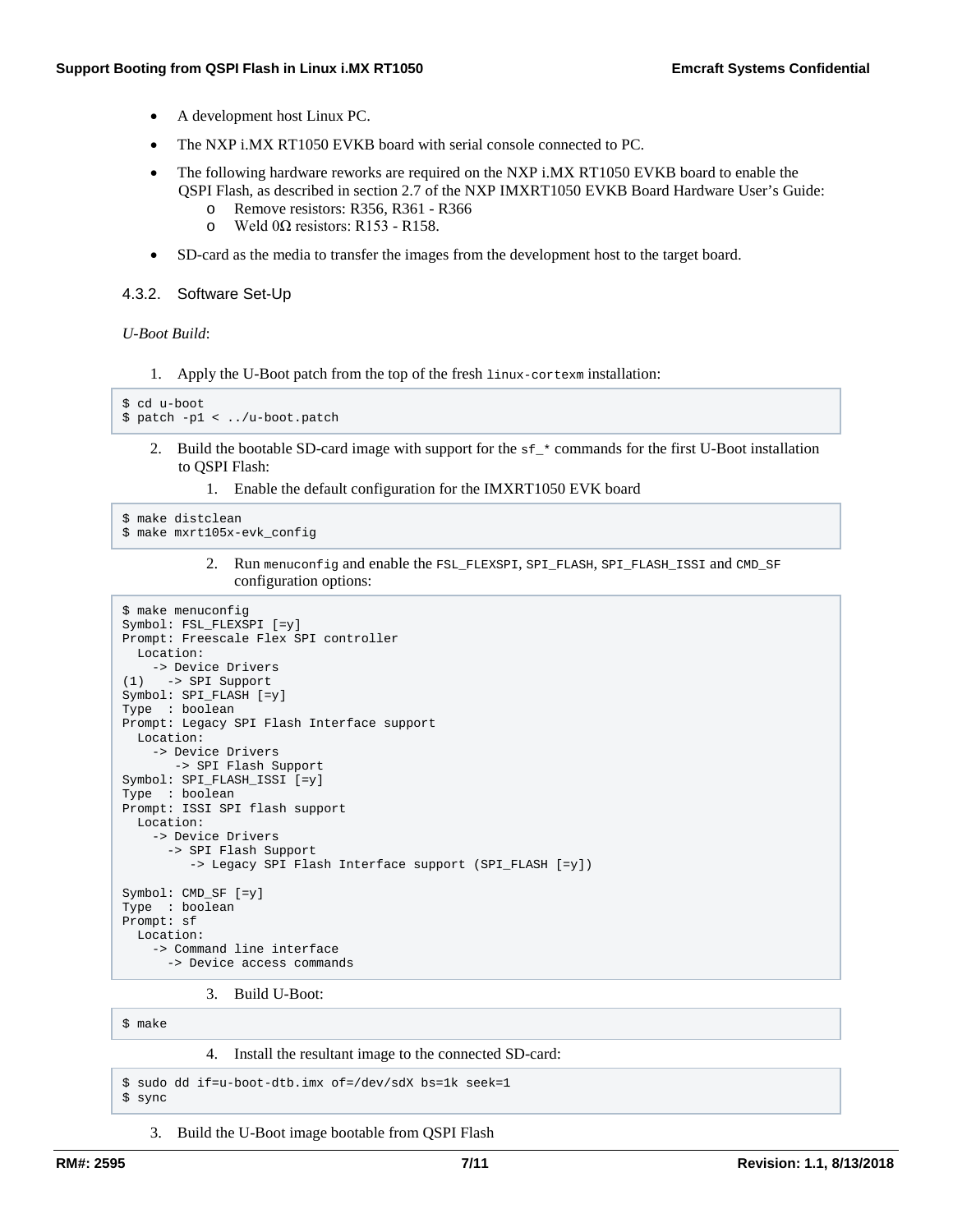- A development host Linux PC.
- The NXP i.MX RT1050 EVKB board with serial console connected to PC.
- The following hardware reworks are required on the NXP i.MX RT1050 EVKB board to enable the QSPI Flash, as described in section 2.7 of the NXP IMXRT1050 EVKB Board Hardware User's Guide:
  - Remove resistors: R356, R361 - R366
  - Weld 0Ω resistors: R153 - R158.
- SD-card as the media to transfer the images from the development host to the target board.

### 4.3.2. Software Set-Up

*U-Boot Build*:

1. Apply the U-Boot patch from the top of the fresh `linux-cortexm` installation:

```
$ cd u-boot
$ patch -p1 < ../u-boot.patch
```

2. Build the bootable SD-card image with support for the `sf_*` commands for the first U-Boot installation to QSPI Flash:

   1. Enable the default configuration for the IMXRT1050 EVK board

```
$ make distclean
$ make mxrt105x-evk_config
```

   2. Run `menuconfig` and enable the `FSL_FLEXSPI`, `SPI_FLASH`, `SPI_FLASH_ISSI` and `CMD_SF` configuration options:

```
$ make menuconfig
Symbol: FSL_FLEXSPI [=y]
Prompt: Freescale Flex SPI controller
  Location:
    -> Device Drivers
(1)   -> SPI Support
Symbol: SPI_FLASH [=y]
Type  : boolean
Prompt: Legacy SPI Flash Interface support
  Location:
    -> Device Drivers
       -> SPI Flash Support
Symbol: SPI_FLASH_ISSI [=y]
Type  : boolean
Prompt: ISSI SPI flash support
  Location:
    -> Device Drivers
      -> SPI Flash Support
         -> Legacy SPI Flash Interface support (SPI_FLASH [=y])

Symbol: CMD_SF [=y]
Type  : boolean
Prompt: sf
  Location:
    -> Command line interface
      -> Device access commands
```

   3. Build U-Boot:

```
$ make
```

   4. Install the resultant image to the connected SD-card:

```
$ sudo dd if=u-boot-dtb.imx of=/dev/sdX bs=1k seek=1
$ sync
```

3. Build the U-Boot image bootable from QSPI Flash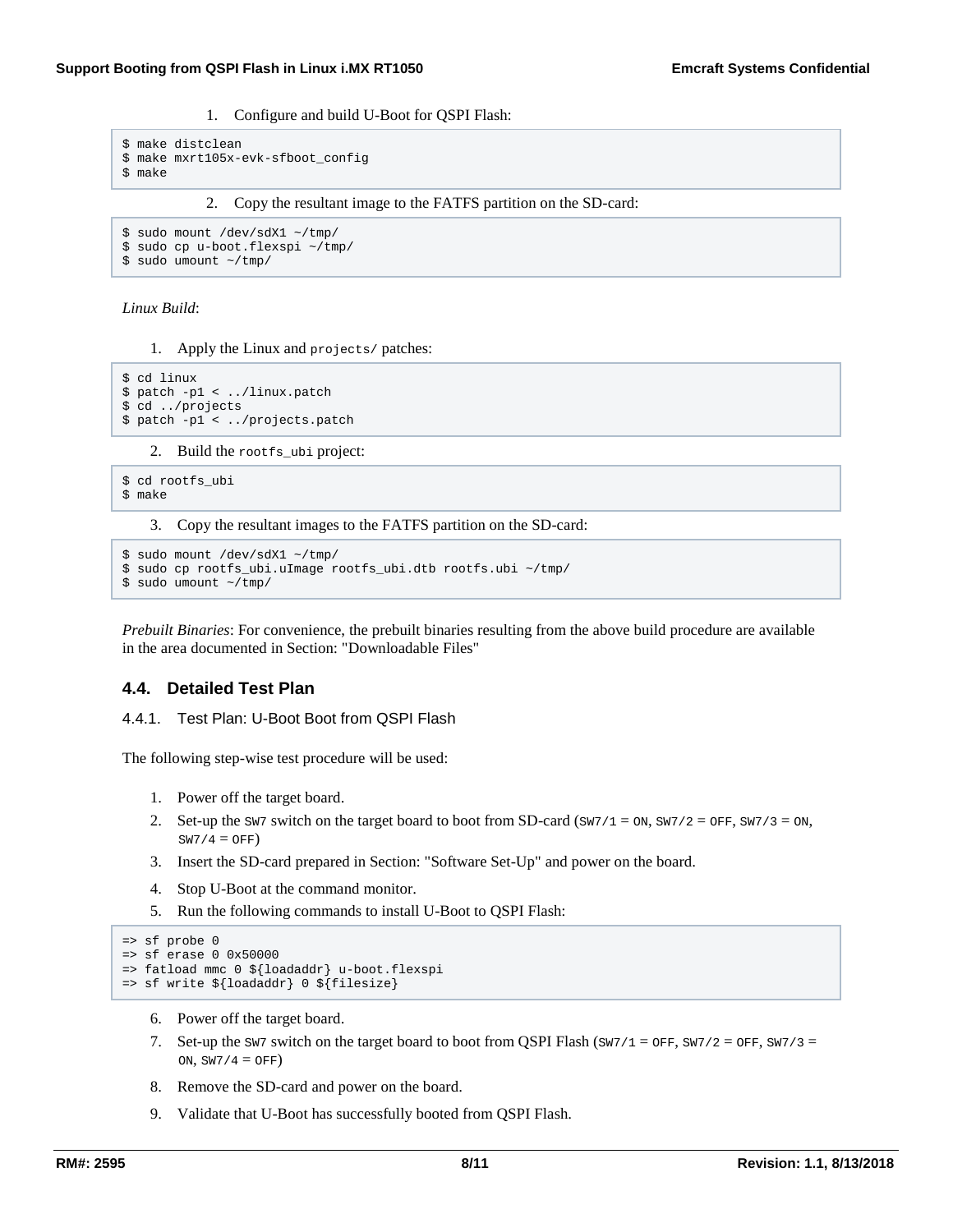1. Configure and build U-Boot for QSPI Flash:

```
$ make distclean
$ make mxrt105x-evk-sfboot_config
$ make
```

2. Copy the resultant image to the FATFS partition on the SD-card:

```
$ sudo mount /dev/sdX1 ~/tmp/
$ sudo cp u-boot.flexspi ~/tmp/
$ sudo umount ~/tmp/
```

*Linux Build*:

1. Apply the Linux and `projects/` patches:

```
$ cd linux
$ patch -p1 < ../linux.patch
$ cd ../projects
$ patch -p1 < ../projects.patch
```

2. Build the `rootfs_ubi` project:

```
$ cd rootfs_ubi
$ make
```

3. Copy the resultant images to the FATFS partition on the SD-card:

```
$ sudo mount /dev/sdX1 ~/tmp/
$ sudo cp rootfs_ubi.uImage rootfs_ubi.dtb rootfs.ubi ~/tmp/
$ sudo umount ~/tmp/
```

*Prebuilt Binaries*: For convenience, the prebuilt binaries resulting from the above build procedure are available in the area documented in Section: "Downloadable Files"

## 4.4. Detailed Test Plan

### 4.4.1. Test Plan: U-Boot Boot from QSPI Flash

The following step-wise test procedure will be used:

1. Power off the target board.
2. Set-up the `SW7` switch on the target board to boot from SD-card (`SW7/1` = `ON`, `SW7/2` = `OFF`, `SW7/3` = `ON`, `SW7/4` = `OFF`)
3. Insert the SD-card prepared in Section: "Software Set-Up" and power on the board.
4. Stop U-Boot at the command monitor.
5. Run the following commands to install U-Boot to QSPI Flash:

```
=> sf probe 0
=> sf erase 0 0x50000
=> fatload mmc 0 ${loadaddr} u-boot.flexspi
=> sf write ${loadaddr} 0 ${filesize}
```

6. Power off the target board.
7. Set-up the `SW7` switch on the target board to boot from QSPI Flash (`SW7/1` = `OFF`, `SW7/2` = `OFF`, `SW7/3` = `ON`, `SW7/4` = `OFF`)
8. Remove the SD-card and power on the board.
9. Validate that U-Boot has successfully booted from QSPI Flash.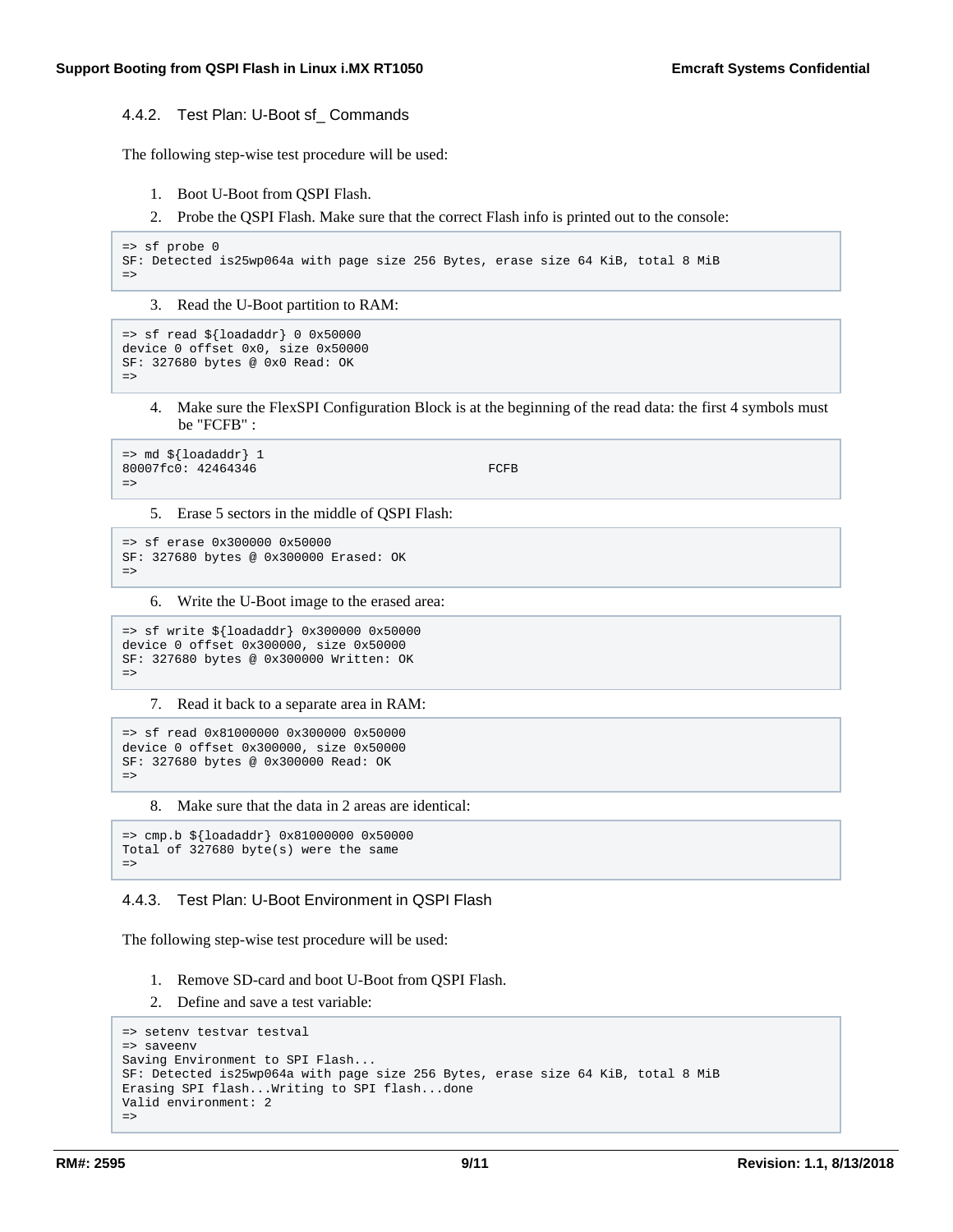### 4.4.2. Test Plan: U-Boot sf_ Commands

The following step-wise test procedure will be used:

1. Boot U-Boot from QSPI Flash.
2. Probe the QSPI Flash. Make sure that the correct Flash info is printed out to the console:

```
=> sf probe 0
SF: Detected is25wp064a with page size 256 Bytes, erase size 64 KiB, total 8 MiB
=>
```

3. Read the U-Boot partition to RAM:

```
=> sf read ${loadaddr} 0 0x50000
device 0 offset 0x0, size 0x50000
SF: 327680 bytes @ 0x0 Read: OK
=>
```

4. Make sure the FlexSPI Configuration Block is at the beginning of the read data: the first 4 symbols must be "FCFB" :

```
=> md ${loadaddr} 1
80007fc0: 42464346                               FCFB
=>
```

5. Erase 5 sectors in the middle of QSPI Flash:

```
=> sf erase 0x300000 0x50000
SF: 327680 bytes @ 0x300000 Erased: OK
=>
```

6. Write the U-Boot image to the erased area:

```
=> sf write ${loadaddr} 0x300000 0x50000
device 0 offset 0x300000, size 0x50000
SF: 327680 bytes @ 0x300000 Written: OK
=>
```

7. Read it back to a separate area in RAM:

```
=> sf read 0x81000000 0x300000 0x50000
device 0 offset 0x300000, size 0x50000
SF: 327680 bytes @ 0x300000 Read: OK
=>
```

8. Make sure that the data in 2 areas are identical:

```
=> cmp.b ${loadaddr} 0x81000000 0x50000
Total of 327680 byte(s) were the same
=>
```

### 4.4.3. Test Plan: U-Boot Environment in QSPI Flash

The following step-wise test procedure will be used:

1. Remove SD-card and boot U-Boot from QSPI Flash.
2. Define and save a test variable:

```
=> setenv testvar testval
=> saveenv
Saving Environment to SPI Flash...
SF: Detected is25wp064a with page size 256 Bytes, erase size 64 KiB, total 8 MiB
Erasing SPI flash...Writing to SPI flash...done
Valid environment: 2
=>
```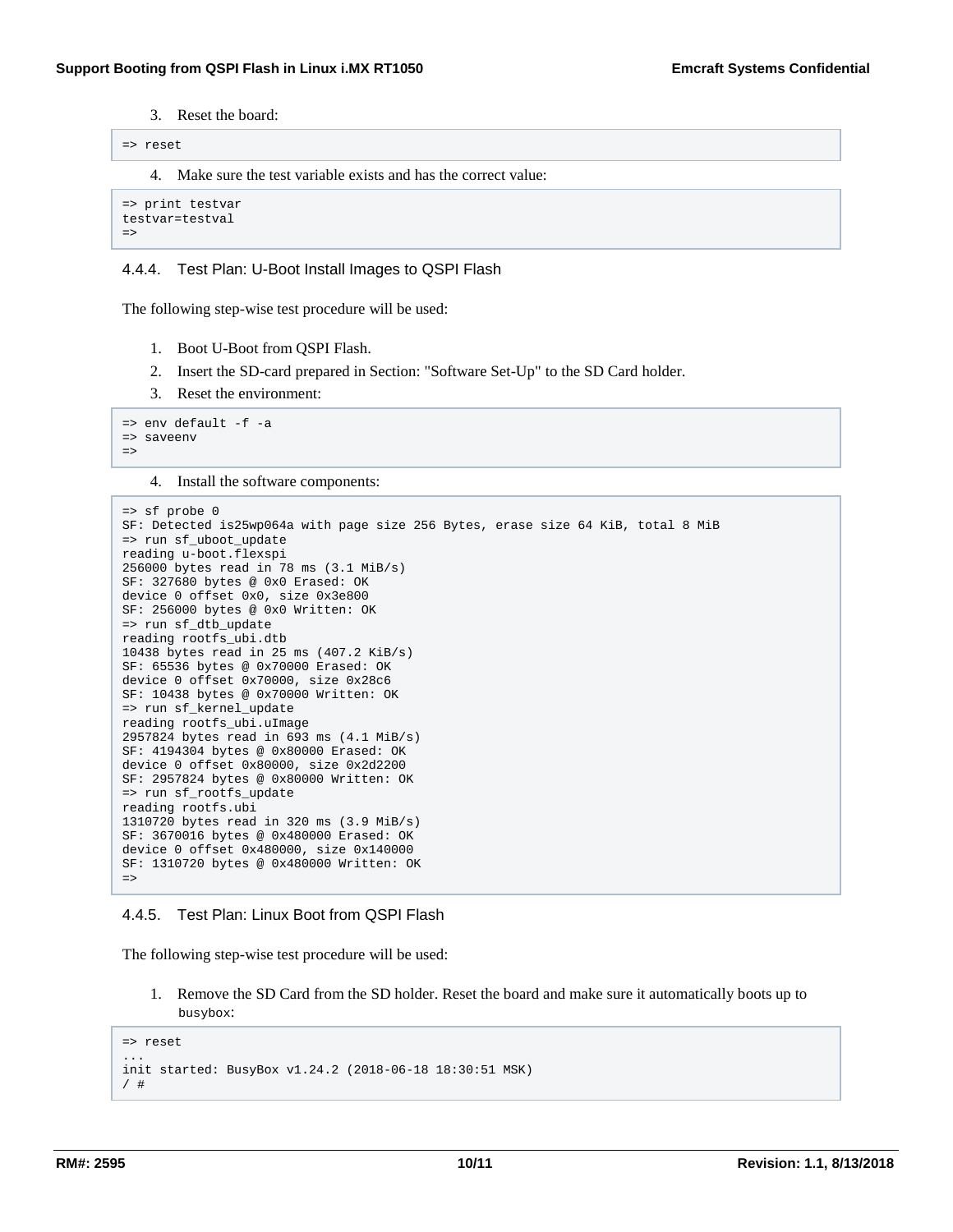3. Reset the board:

```
=> reset
```

4. Make sure the test variable exists and has the correct value:

```
=> print testvar
testvar=testval
=>
```

### 4.4.4. Test Plan: U-Boot Install Images to QSPI Flash

The following step-wise test procedure will be used:

1. Boot U-Boot from QSPI Flash.
2. Insert the SD-card prepared in Section: "Software Set-Up" to the SD Card holder.
3. Reset the environment:

```
=> env default -f -a
=> saveenv
=>
```

4. Install the software components:

```
=> sf probe 0
SF: Detected is25wp064a with page size 256 Bytes, erase size 64 KiB, total 8 MiB
=> run sf_uboot_update
reading u-boot.flexspi
256000 bytes read in 78 ms (3.1 MiB/s)
SF: 327680 bytes @ 0x0 Erased: OK
device 0 offset 0x0, size 0x3e800
SF: 256000 bytes @ 0x0 Written: OK
=> run sf_dtb_update
reading rootfs_ubi.dtb
10438 bytes read in 25 ms (407.2 KiB/s)
SF: 65536 bytes @ 0x70000 Erased: OK
device 0 offset 0x70000, size 0x28c6
SF: 10438 bytes @ 0x70000 Written: OK
=> run sf_kernel_update
reading rootfs_ubi.uImage
2957824 bytes read in 693 ms (4.1 MiB/s)
SF: 4194304 bytes @ 0x80000 Erased: OK
device 0 offset 0x80000, size 0x2d2200
SF: 2957824 bytes @ 0x80000 Written: OK
=> run sf_rootfs_update
reading rootfs.ubi
1310720 bytes read in 320 ms (3.9 MiB/s)
SF: 3670016 bytes @ 0x480000 Erased: OK
device 0 offset 0x480000, size 0x140000
SF: 1310720 bytes @ 0x480000 Written: OK
=>
```

### 4.4.5. Test Plan: Linux Boot from QSPI Flash

The following step-wise test procedure will be used:

1. Remove the SD Card from the SD holder. Reset the board and make sure it automatically boots up to `busybox`:

```
=> reset
...
init started: BusyBox v1.24.2 (2018-06-18 18:30:51 MSK)
/ #
```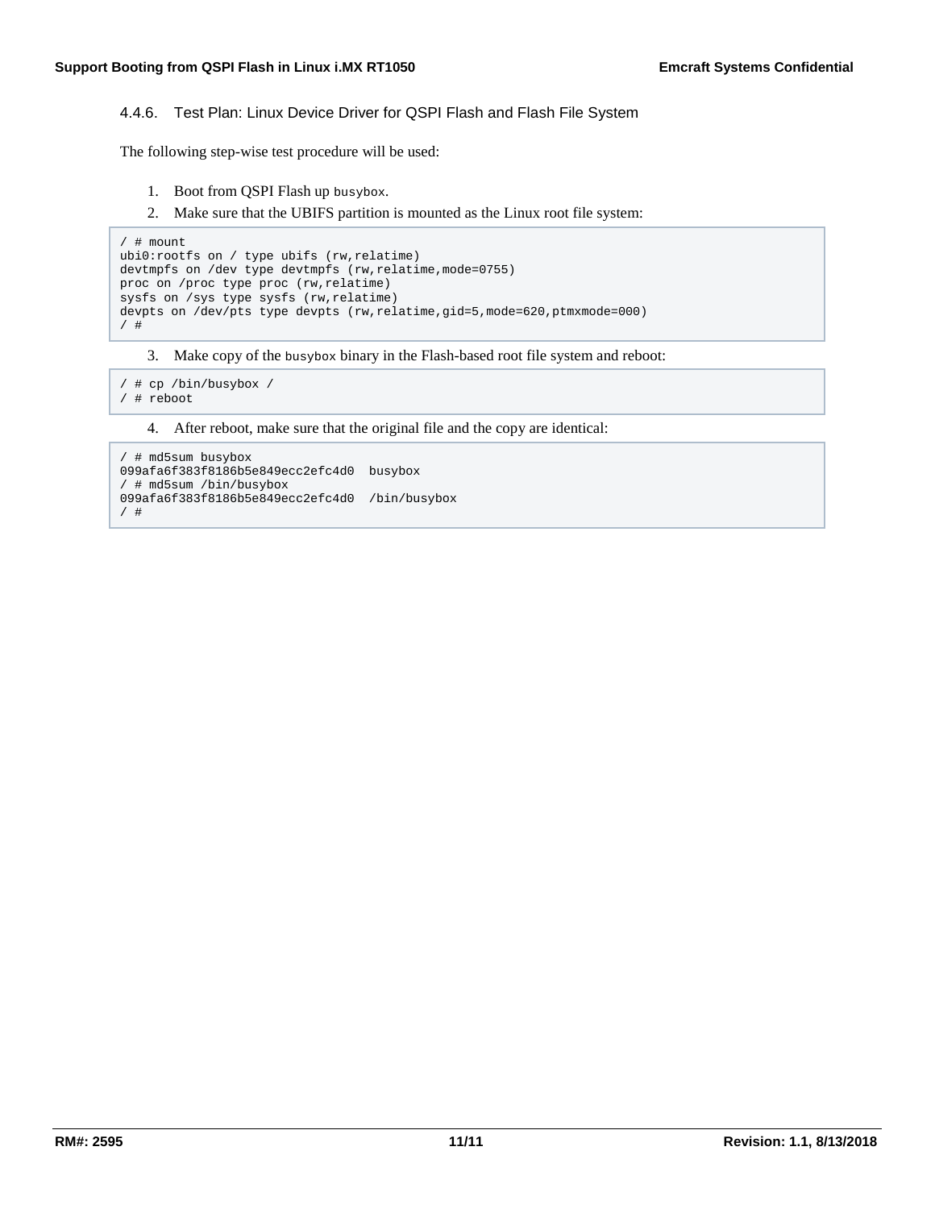#### 4.4.6. Test Plan: Linux Device Driver for QSPI Flash and Flash File System

The following step-wise test procedure will be used:

1. Boot from QSPI Flash up `busybox`.
2. Make sure that the UBIFS partition is mounted as the Linux root file system:

```
/ # mount
ubi0:rootfs on / type ubifs (rw,relatime)
devtmpfs on /dev type devtmpfs (rw,relatime,mode=0755)
proc on /proc type proc (rw,relatime)
sysfs on /sys type sysfs (rw,relatime)
devpts on /dev/pts type devpts (rw,relatime,gid=5,mode=620,ptmxmode=000)
/ #
```

3. Make copy of the `busybox` binary in the Flash-based root file system and reboot:

```
/ # cp /bin/busybox /
/ # reboot
```

4. After reboot, make sure that the original file and the copy are identical:

```
/ # md5sum busybox
099afa6f383f8186b5e849ecc2efc4d0  busybox
/ # md5sum /bin/busybox
099afa6f383f8186b5e849ecc2efc4d0  /bin/busybox
/ #
```